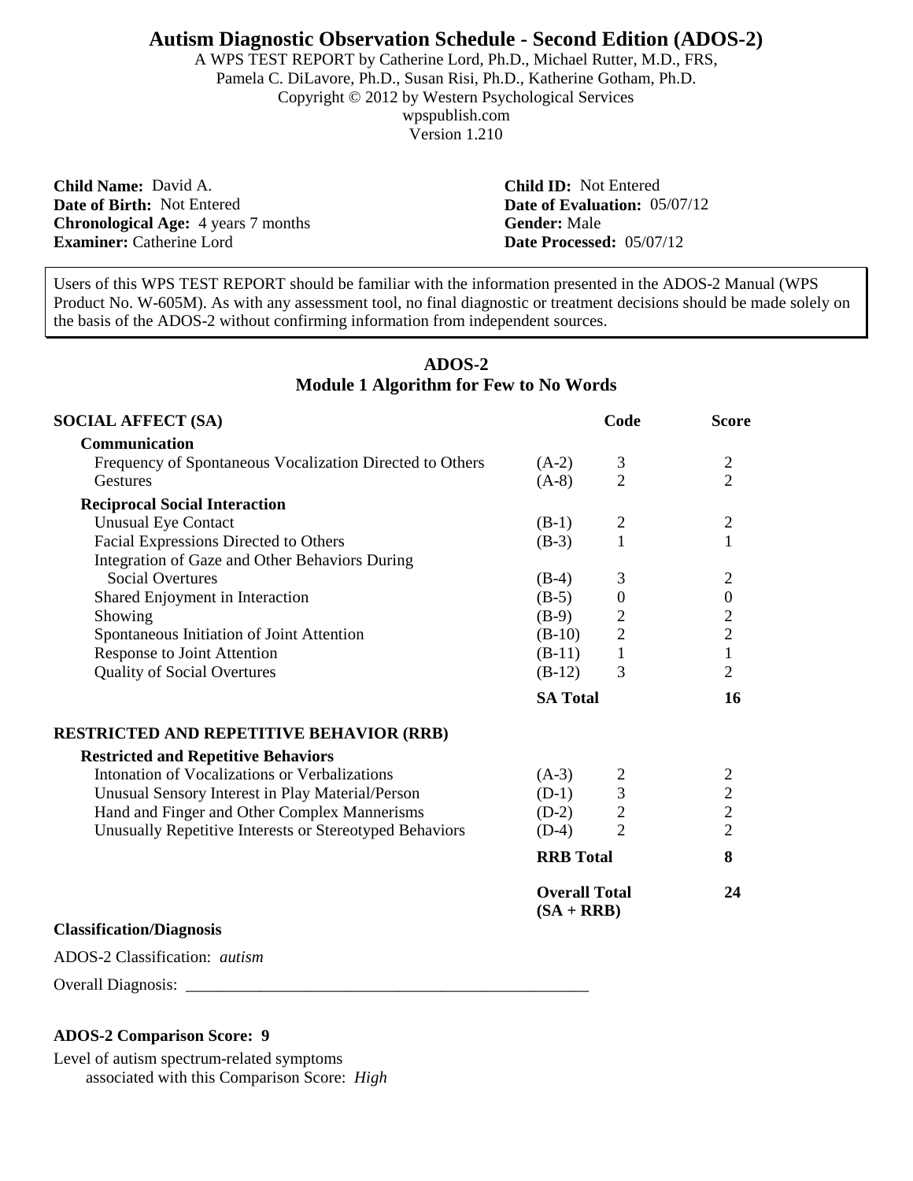# Autism Diagnostic Observation Schedule - Second Edition (ADOS-2)

A WPS TEST REPORT by Catherine Lord, Ph.D., Michael Rutter, M.D., FRS,
Pamela C. DiLavore, Ph.D., Susan Risi, Ph.D., Katherine Gotham, Ph.D.
Copyright © 2012 by Western Psychological Services
wpspublish.com
Version 1.210

**Child Name:** David A.
**Date of Birth:** Not Entered
**Chronological Age:** 4 years 7 months
**Examiner:** Catherine Lord

**Child ID:** Not Entered
**Date of Evaluation:** 05/07/12
**Gender:** Male
**Date Processed:** 05/07/12

Users of this WPS TEST REPORT should be familiar with the information presented in the ADOS-2 Manual (WPS Product No. W-605M). As with any assessment tool, no final diagnostic or treatment decisions should be made solely on the basis of the ADOS-2 without confirming information from independent sources.

## ADOS-2
## Module 1 Algorithm for Few to No Words

| SOCIAL AFFECT (SA) | | Code | Score |
|---|---|---|---|
| **Communication** | | | |
| Frequency of Spontaneous Vocalization Directed to Others | (A-2) | 3 | 2 |
| Gestures | (A-8) | 2 | 2 |
| **Reciprocal Social Interaction** | | | |
| Unusual Eye Contact | (B-1) | 2 | 2 |
| Facial Expressions Directed to Others | (B-3) | 1 | 1 |
| Integration of Gaze and Other Behaviors During Social Overtures | (B-4) | 3 | 2 |
| Shared Enjoyment in Interaction | (B-5) | 0 | 0 |
| Showing | (B-9) | 2 | 2 |
| Spontaneous Initiation of Joint Attention | (B-10) | 2 | 2 |
| Response to Joint Attention | (B-11) | 1 | 1 |
| Quality of Social Overtures | (B-12) | 3 | 2 |
| | **SA Total** | | **16** |

| RESTRICTED AND REPETITIVE BEHAVIOR (RRB) | | Code | Score |
|---|---|---|---|
| **Restricted and Repetitive Behaviors** | | | |
| Intonation of Vocalizations or Verbalizations | (A-3) | 2 | 2 |
| Unusual Sensory Interest in Play Material/Person | (D-1) | 3 | 2 |
| Hand and Finger and Other Complex Mannerisms | (D-2) | 2 | 2 |
| Unusually Repetitive Interests or Stereotyped Behaviors | (D-4) | 2 | 2 |
| | **RRB Total** | | **8** |
| | **Overall Total (SA + RRB)** | | **24** |

**Classification/Diagnosis**

ADOS-2 Classification: *autism*

Overall Diagnosis: ____________________________________________________

**ADOS-2 Comparison Score: 9**

Level of autism spectrum-related symptoms associated with this Comparison Score: *High*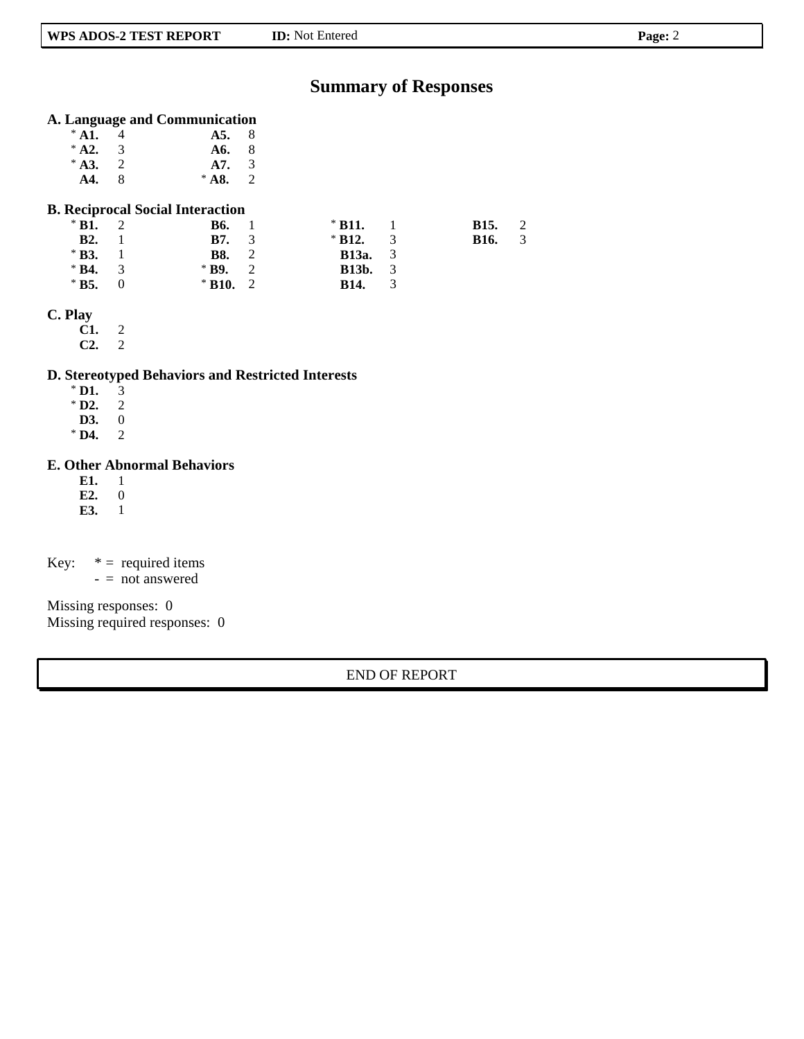## Summary of Responses

### A. Language and Communication

| | | | |
|---|---|---|---|
| * **A1.** | 4 | **A5.** | 8 |
| * **A2.** | 3 | **A6.** | 8 |
| * **A3.** | 2 | **A7.** | 3 |
| **A4.** | 8 | * **A8.** | 2 |

### B. Reciprocal Social Interaction

| | | | | | | | |
|---|---|---|---|---|---|---|---|
| * **B1.** | 2 | **B6.** | 1 | * **B11.** | 1 | **B15.** | 2 |
| **B2.** | 1 | **B7.** | 3 | * **B12.** | 3 | **B16.** | 3 |
| * **B3.** | 1 | **B8.** | 2 | **B13a.** | 3 | | |
| * **B4.** | 3 | * **B9.** | 2 | **B13b.** | 3 | | |
| * **B5.** | 0 | * **B10.** | 2 | **B14.** | 3 | | |

### C. Play

| | |
|---|---|
| **C1.** | 2 |
| **C2.** | 2 |

### D. Stereotyped Behaviors and Restricted Interests

| | |
|---|---|
| * **D1.** | 3 |
| * **D2.** | 2 |
| **D3.** | 0 |
| * **D4.** | 2 |

### E. Other Abnormal Behaviors

| | |
|---|---|
| **E1.** | 1 |
| **E2.** | 0 |
| **E3.** | 1 |

Key: * = required items
- = not answered

Missing responses: 0
Missing required responses: 0

END OF REPORT